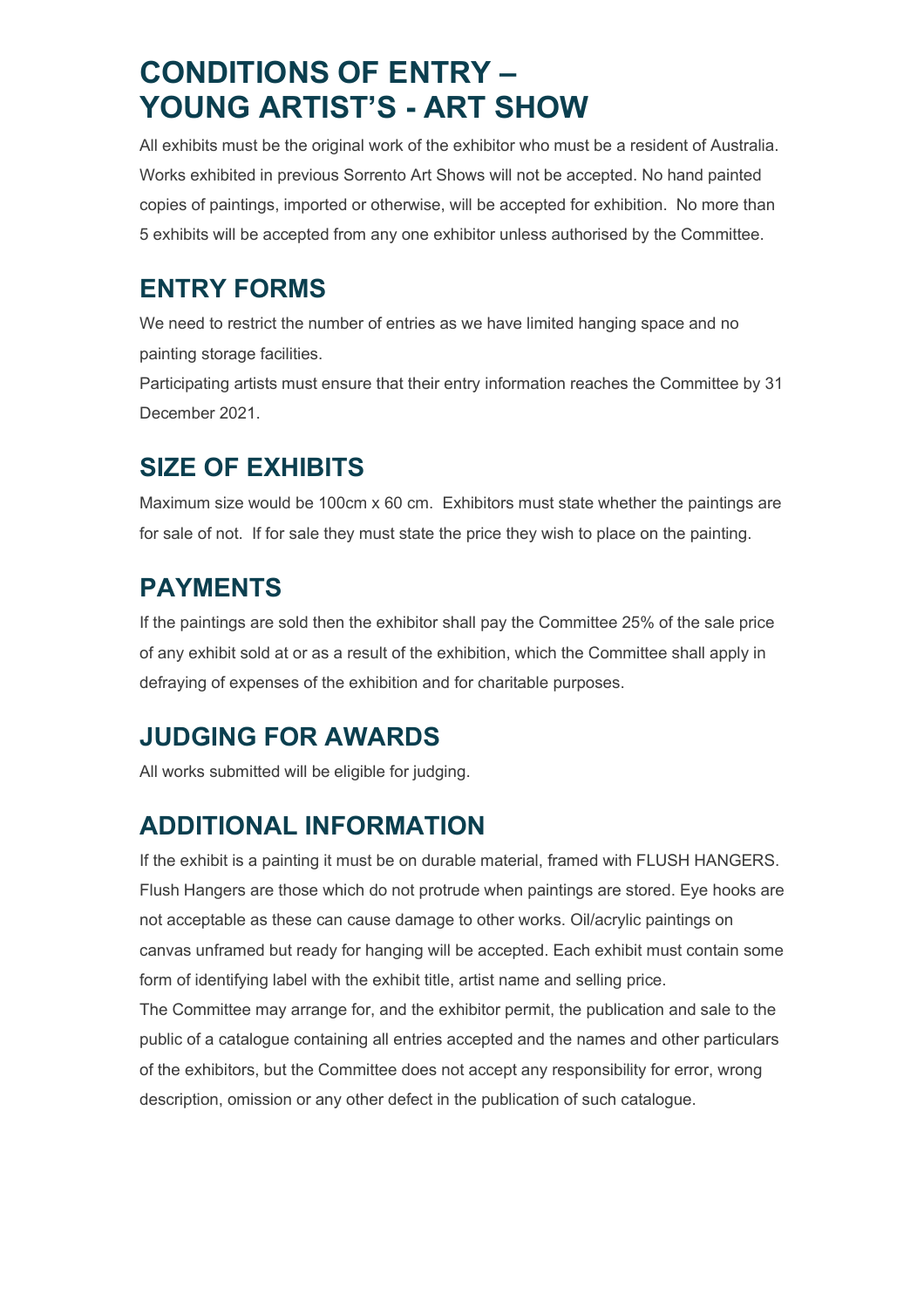# CONDITIONS OF ENTRY – YOUNG ARTIST'S - ART SHOW

All exhibits must be the original work of the exhibitor who must be a resident of Australia. Works exhibited in previous Sorrento Art Shows will not be accepted. No hand painted copies of paintings, imported or otherwise, will be accepted for exhibition. No more than 5 exhibits will be accepted from any one exhibitor unless authorised by the Committee.

## ENTRY FORMS

We need to restrict the number of entries as we have limited hanging space and no painting storage facilities.

Participating artists must ensure that their entry information reaches the Committee by 31 December 2021.

## SIZE OF EXHIBITS

Maximum size would be 100cm x 60 cm. Exhibitors must state whether the paintings are for sale of not. If for sale they must state the price they wish to place on the painting.

## PAYMENTS

If the paintings are sold then the exhibitor shall pay the Committee 25% of the sale price of any exhibit sold at or as a result of the exhibition, which the Committee shall apply in defraying of expenses of the exhibition and for charitable purposes.

## JUDGING FOR AWARDS

All works submitted will be eligible for judging.

## ADDITIONAL INFORMATION

If the exhibit is a painting it must be on durable material, framed with FLUSH HANGERS. Flush Hangers are those which do not protrude when paintings are stored. Eye hooks are not acceptable as these can cause damage to other works. Oil/acrylic paintings on canvas unframed but ready for hanging will be accepted. Each exhibit must contain some form of identifying label with the exhibit title, artist name and selling price.

The Committee may arrange for, and the exhibitor permit, the publication and sale to the public of a catalogue containing all entries accepted and the names and other particulars of the exhibitors, but the Committee does not accept any responsibility for error, wrong description, omission or any other defect in the publication of such catalogue.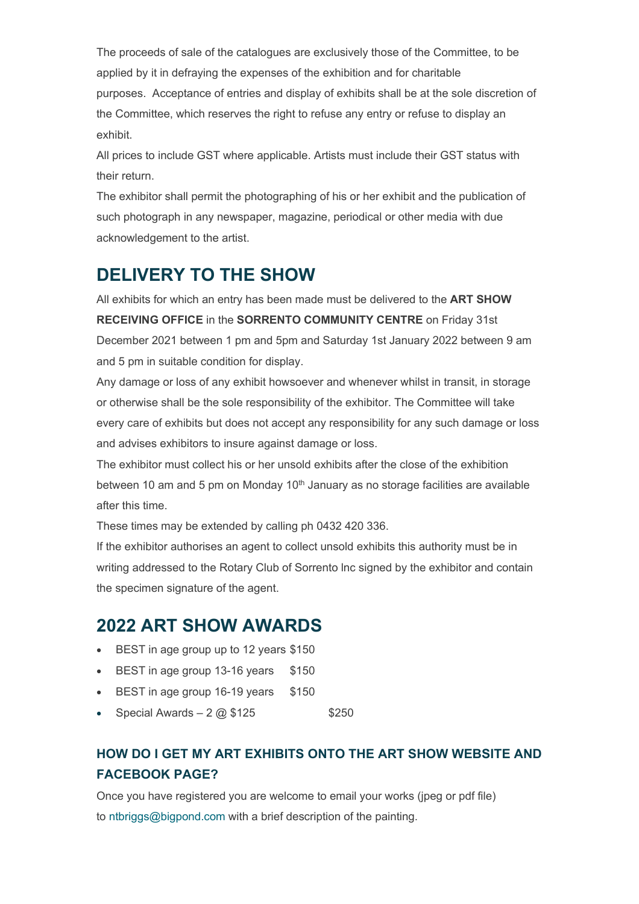The proceeds of sale of the catalogues are exclusively those of the Committee, to be applied by it in defraying the expenses of the exhibition and for charitable purposes. Acceptance of entries and display of exhibits shall be at the sole discretion of the Committee, which reserves the right to refuse any entry or refuse to display an exhibit.

All prices to include GST where applicable. Artists must include their GST status with their return.

The exhibitor shall permit the photographing of his or her exhibit and the publication of such photograph in any newspaper, magazine, periodical or other media with due acknowledgement to the artist.

## DELIVERY TO THE SHOW

All exhibits for which an entry has been made must be delivered to the **ART SHOW RECEIVING OFFICE** in the **SORRENTO COMMUNITY CENTRE** on Friday 31st December 2021 between 1 pm and 5pm and Saturday 1st January 2022 between 9 am and 5 pm in suitable condition for display.

Any damage or loss of any exhibit howsoever and whenever whilst in transit, in storage or otherwise shall be the sole responsibility of the exhibitor. The Committee will take every care of exhibits but does not accept any responsibility for any such damage or loss and advises exhibitors to insure against damage or loss.

The exhibitor must collect his or her unsold exhibits after the close of the exhibition between 10 am and 5 pm on Monday 10th January as no storage facilities are available after this time.

These times may be extended by calling ph 0432 420 336.

If the exhibitor authorises an agent to collect unsold exhibits this authority must be in writing addressed to the Rotary Club of Sorrento Inc signed by the exhibitor and contain the specimen signature of the agent.

## 2022 ART SHOW AWARDS

- BEST in age group up to 12 years $150
- BEST in age group 13-16 years $150
- BEST in age group 16-19 years $150
- Special Awards – 2 @ $125 $250

### HOW DO I GET MY ART EXHIBITS ONTO THE ART SHOW WEBSITE AND FACEBOOK PAGE?

Once you have registered you are welcome to email your works (jpeg or pdf file) to ntbriggs@bigpond.com with a brief description of the painting.